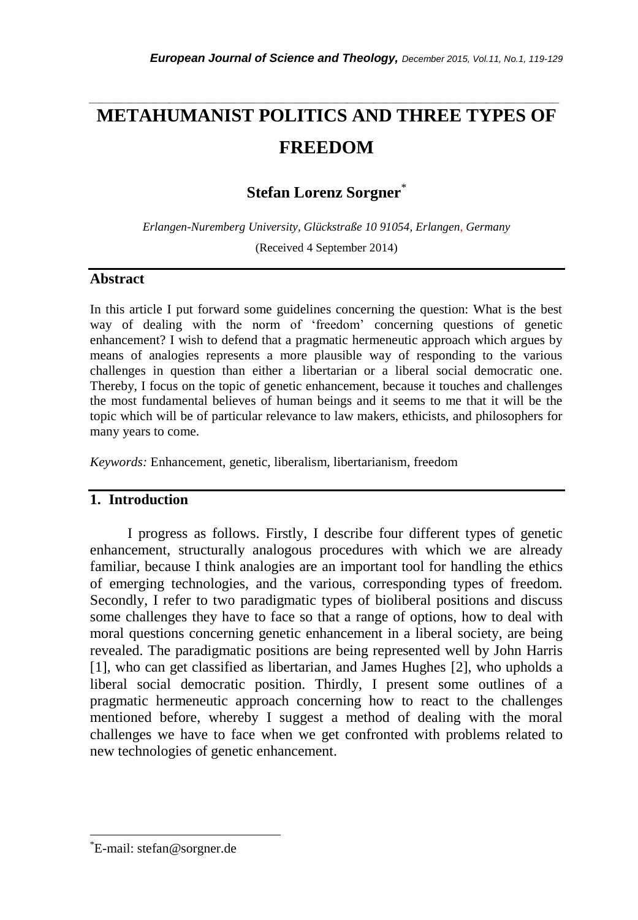# METAHUMANIST POLITICS AND THREE TYPES OF FREEDOM

**Stefan Lorenz Sorgner***

*Erlangen-Nuremberg University, Glückstraße 10 91054, Erlangen, Germany*

(Received 4 September 2014)

## Abstract

In this article I put forward some guidelines concerning the question: What is the best way of dealing with the norm of 'freedom' concerning questions of genetic enhancement? I wish to defend that a pragmatic hermeneutic approach which argues by means of analogies represents a more plausible way of responding to the various challenges in question than either a libertarian or a liberal social democratic one. Thereby, I focus on the topic of genetic enhancement, because it touches and challenges the most fundamental believes of human beings and it seems to me that it will be the topic which will be of particular relevance to law makers, ethicists, and philosophers for many years to come.

*Keywords:* Enhancement, genetic, liberalism, libertarianism, freedom

## 1. Introduction

I progress as follows. Firstly, I describe four different types of genetic enhancement, structurally analogous procedures with which we are already familiar, because I think analogies are an important tool for handling the ethics of emerging technologies, and the various, corresponding types of freedom. Secondly, I refer to two paradigmatic types of bioliberal positions and discuss some challenges they have to face so that a range of options, how to deal with moral questions concerning genetic enhancement in a liberal society, are being revealed. The paradigmatic positions are being represented well by John Harris [1], who can get classified as libertarian, and James Hughes [2], who upholds a liberal social democratic position. Thirdly, I present some outlines of a pragmatic hermeneutic approach concerning how to react to the challenges mentioned before, whereby I suggest a method of dealing with the moral challenges we have to face when we get confronted with problems related to new technologies of genetic enhancement.

*E-mail: stefan@sorgner.de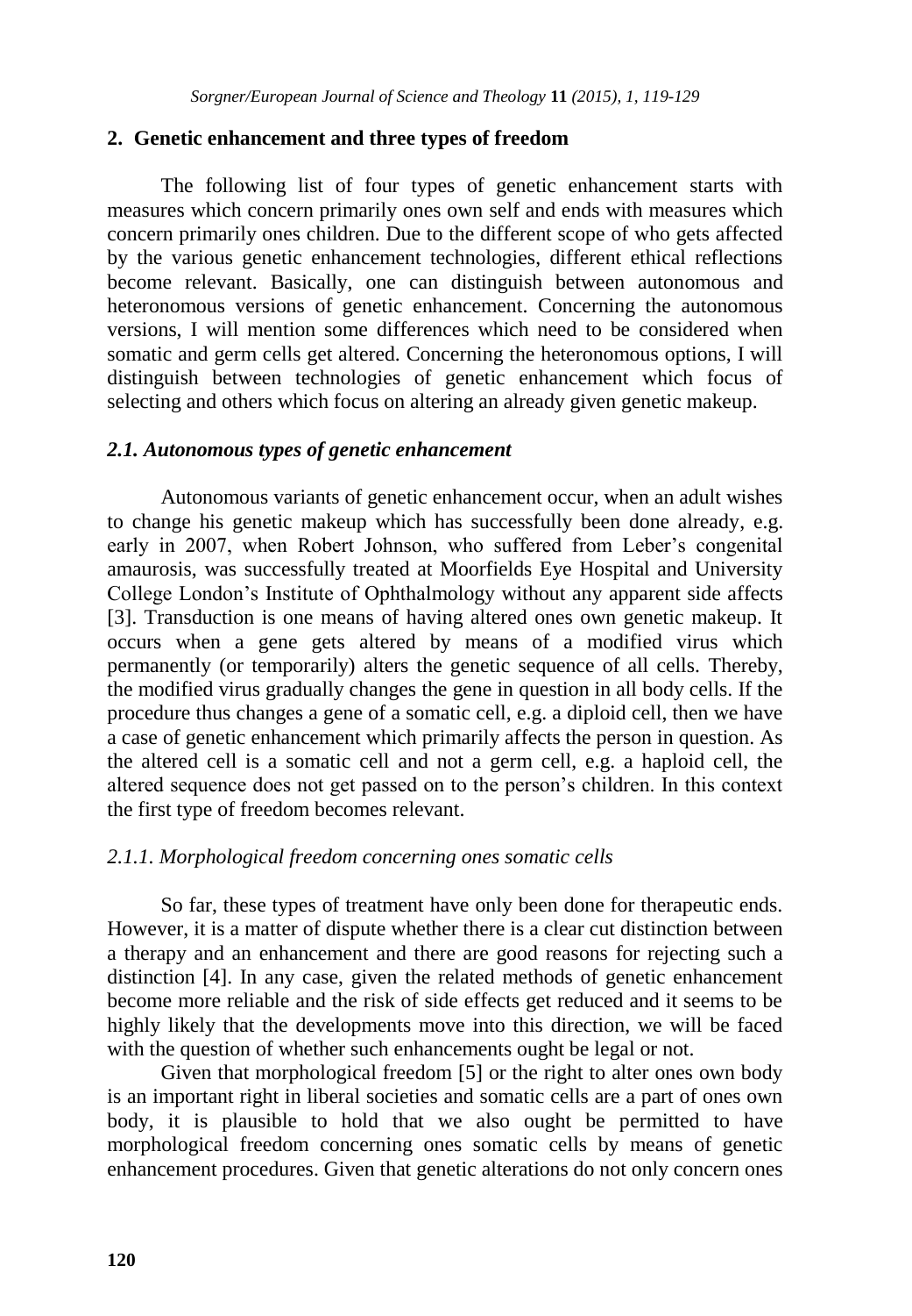## 2. Genetic enhancement and three types of freedom

The following list of four types of genetic enhancement starts with measures which concern primarily ones own self and ends with measures which concern primarily ones children. Due to the different scope of who gets affected by the various genetic enhancement technologies, different ethical reflections become relevant. Basically, one can distinguish between autonomous and heteronomous versions of genetic enhancement. Concerning the autonomous versions, I will mention some differences which need to be considered when somatic and germ cells get altered. Concerning the heteronomous options, I will distinguish between technologies of genetic enhancement which focus of selecting and others which focus on altering an already given genetic makeup.

### *2.1. Autonomous types of genetic enhancement*

Autonomous variants of genetic enhancement occur, when an adult wishes to change his genetic makeup which has successfully been done already, e.g. early in 2007, when Robert Johnson, who suffered from Leber's congenital amaurosis, was successfully treated at Moorfields Eye Hospital and University College London's Institute of Ophthalmology without any apparent side affects [3]. Transduction is one means of having altered ones own genetic makeup. It occurs when a gene gets altered by means of a modified virus which permanently (or temporarily) alters the genetic sequence of all cells. Thereby, the modified virus gradually changes the gene in question in all body cells. If the procedure thus changes a gene of a somatic cell, e.g. a diploid cell, then we have a case of genetic enhancement which primarily affects the person in question. As the altered cell is a somatic cell and not a germ cell, e.g. a haploid cell, the altered sequence does not get passed on to the person's children. In this context the first type of freedom becomes relevant.

#### *2.1.1. Morphological freedom concerning ones somatic cells*

So far, these types of treatment have only been done for therapeutic ends. However, it is a matter of dispute whether there is a clear cut distinction between a therapy and an enhancement and there are good reasons for rejecting such a distinction [4]. In any case, given the related methods of genetic enhancement become more reliable and the risk of side effects get reduced and it seems to be highly likely that the developments move into this direction, we will be faced with the question of whether such enhancements ought be legal or not.

Given that morphological freedom [5] or the right to alter ones own body is an important right in liberal societies and somatic cells are a part of ones own body, it is plausible to hold that we also ought be permitted to have morphological freedom concerning ones somatic cells by means of genetic enhancement procedures. Given that genetic alterations do not only concern ones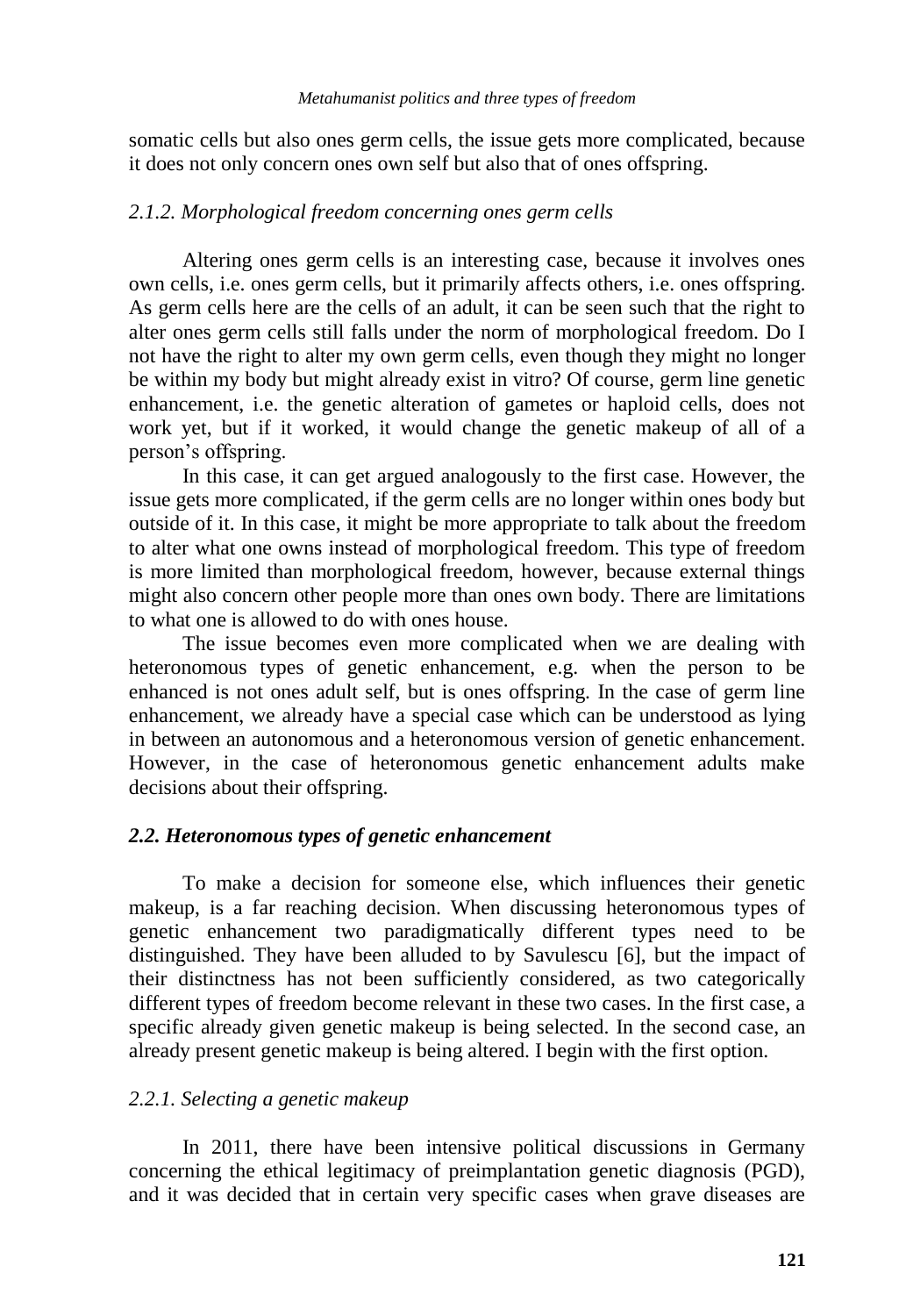somatic cells but also ones germ cells, the issue gets more complicated, because it does not only concern ones own self but also that of ones offspring.

### *2.1.2. Morphological freedom concerning ones germ cells*

Altering ones germ cells is an interesting case, because it involves ones own cells, i.e. ones germ cells, but it primarily affects others, i.e. ones offspring. As germ cells here are the cells of an adult, it can be seen such that the right to alter ones germ cells still falls under the norm of morphological freedom. Do I not have the right to alter my own germ cells, even though they might no longer be within my body but might already exist in vitro? Of course, germ line genetic enhancement, i.e. the genetic alteration of gametes or haploid cells, does not work yet, but if it worked, it would change the genetic makeup of all of a person's offspring.

In this case, it can get argued analogously to the first case. However, the issue gets more complicated, if the germ cells are no longer within ones body but outside of it. In this case, it might be more appropriate to talk about the freedom to alter what one owns instead of morphological freedom. This type of freedom is more limited than morphological freedom, however, because external things might also concern other people more than ones own body. There are limitations to what one is allowed to do with ones house.

The issue becomes even more complicated when we are dealing with heteronomous types of genetic enhancement, e.g. when the person to be enhanced is not ones adult self, but is ones offspring. In the case of germ line enhancement, we already have a special case which can be understood as lying in between an autonomous and a heteronomous version of genetic enhancement. However, in the case of heteronomous genetic enhancement adults make decisions about their offspring.

## *2.2. Heteronomous types of genetic enhancement*

To make a decision for someone else, which influences their genetic makeup, is a far reaching decision. When discussing heteronomous types of genetic enhancement two paradigmatically different types need to be distinguished. They have been alluded to by Savulescu [6], but the impact of their distinctness has not been sufficiently considered, as two categorically different types of freedom become relevant in these two cases. In the first case, a specific already given genetic makeup is being selected. In the second case, an already present genetic makeup is being altered. I begin with the first option.

### *2.2.1. Selecting a genetic makeup*

In 2011, there have been intensive political discussions in Germany concerning the ethical legitimacy of preimplantation genetic diagnosis (PGD), and it was decided that in certain very specific cases when grave diseases are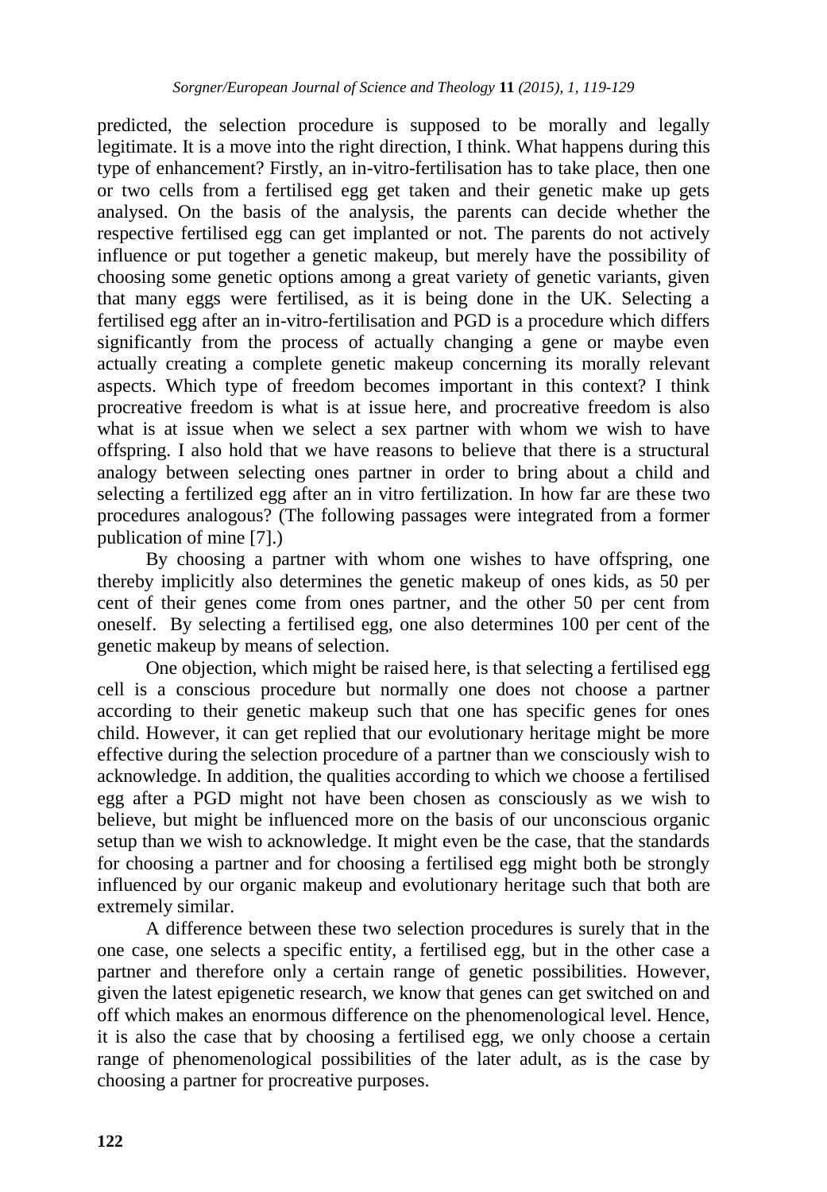predicted, the selection procedure is supposed to be morally and legally legitimate. It is a move into the right direction, I think. What happens during this type of enhancement? Firstly, an in-vitro-fertilisation has to take place, then one or two cells from a fertilised egg get taken and their genetic make up gets analysed. On the basis of the analysis, the parents can decide whether the respective fertilised egg can get implanted or not. The parents do not actively influence or put together a genetic makeup, but merely have the possibility of choosing some genetic options among a great variety of genetic variants, given that many eggs were fertilised, as it is being done in the UK. Selecting a fertilised egg after an in-vitro-fertilisation and PGD is a procedure which differs significantly from the process of actually changing a gene or maybe even actually creating a complete genetic makeup concerning its morally relevant aspects. Which type of freedom becomes important in this context? I think procreative freedom is what is at issue here, and procreative freedom is also what is at issue when we select a sex partner with whom we wish to have offspring. I also hold that we have reasons to believe that there is a structural analogy between selecting ones partner in order to bring about a child and selecting a fertilized egg after an in vitro fertilization. In how far are these two procedures analogous? (The following passages were integrated from a former publication of mine [7].)

By choosing a partner with whom one wishes to have offspring, one thereby implicitly also determines the genetic makeup of ones kids, as 50 per cent of their genes come from ones partner, and the other 50 per cent from oneself. By selecting a fertilised egg, one also determines 100 per cent of the genetic makeup by means of selection.

One objection, which might be raised here, is that selecting a fertilised egg cell is a conscious procedure but normally one does not choose a partner according to their genetic makeup such that one has specific genes for ones child. However, it can get replied that our evolutionary heritage might be more effective during the selection procedure of a partner than we consciously wish to acknowledge. In addition, the qualities according to which we choose a fertilised egg after a PGD might not have been chosen as consciously as we wish to believe, but might be influenced more on the basis of our unconscious organic setup than we wish to acknowledge. It might even be the case, that the standards for choosing a partner and for choosing a fertilised egg might both be strongly influenced by our organic makeup and evolutionary heritage such that both are extremely similar.

A difference between these two selection procedures is surely that in the one case, one selects a specific entity, a fertilised egg, but in the other case a partner and therefore only a certain range of genetic possibilities. However, given the latest epigenetic research, we know that genes can get switched on and off which makes an enormous difference on the phenomenological level. Hence, it is also the case that by choosing a fertilised egg, we only choose a certain range of phenomenological possibilities of the later adult, as is the case by choosing a partner for procreative purposes.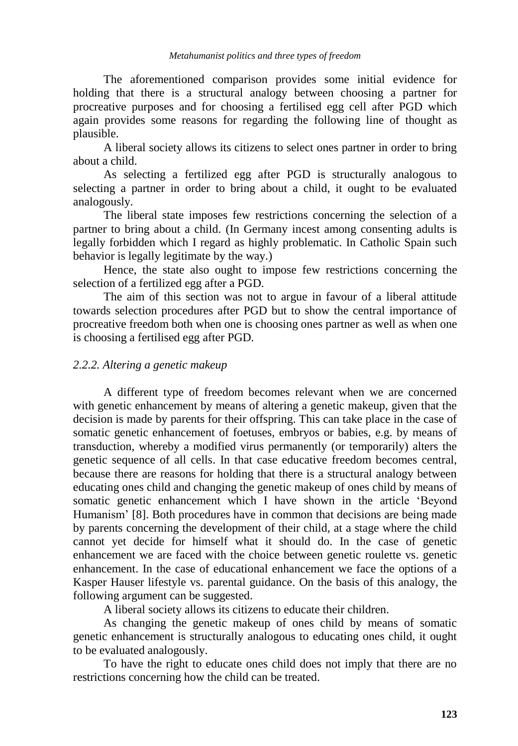The aforementioned comparison provides some initial evidence for holding that there is a structural analogy between choosing a partner for procreative purposes and for choosing a fertilised egg cell after PGD which again provides some reasons for regarding the following line of thought as plausible.

A liberal society allows its citizens to select ones partner in order to bring about a child.

As selecting a fertilized egg after PGD is structurally analogous to selecting a partner in order to bring about a child, it ought to be evaluated analogously.

The liberal state imposes few restrictions concerning the selection of a partner to bring about a child. (In Germany incest among consenting adults is legally forbidden which I regard as highly problematic. In Catholic Spain such behavior is legally legitimate by the way.)

Hence, the state also ought to impose few restrictions concerning the selection of a fertilized egg after a PGD.

The aim of this section was not to argue in favour of a liberal attitude towards selection procedures after PGD but to show the central importance of procreative freedom both when one is choosing ones partner as well as when one is choosing a fertilised egg after PGD.

### *2.2.2. Altering a genetic makeup*

A different type of freedom becomes relevant when we are concerned with genetic enhancement by means of altering a genetic makeup, given that the decision is made by parents for their offspring. This can take place in the case of somatic genetic enhancement of foetuses, embryos or babies, e.g. by means of transduction, whereby a modified virus permanently (or temporarily) alters the genetic sequence of all cells. In that case educative freedom becomes central, because there are reasons for holding that there is a structural analogy between educating ones child and changing the genetic makeup of ones child by means of somatic genetic enhancement which I have shown in the article 'Beyond Humanism' [8]. Both procedures have in common that decisions are being made by parents concerning the development of their child, at a stage where the child cannot yet decide for himself what it should do. In the case of genetic enhancement we are faced with the choice between genetic roulette vs. genetic enhancement. In the case of educational enhancement we face the options of a Kasper Hauser lifestyle vs. parental guidance. On the basis of this analogy, the following argument can be suggested.

A liberal society allows its citizens to educate their children.

As changing the genetic makeup of ones child by means of somatic genetic enhancement is structurally analogous to educating ones child, it ought to be evaluated analogously.

To have the right to educate ones child does not imply that there are no restrictions concerning how the child can be treated.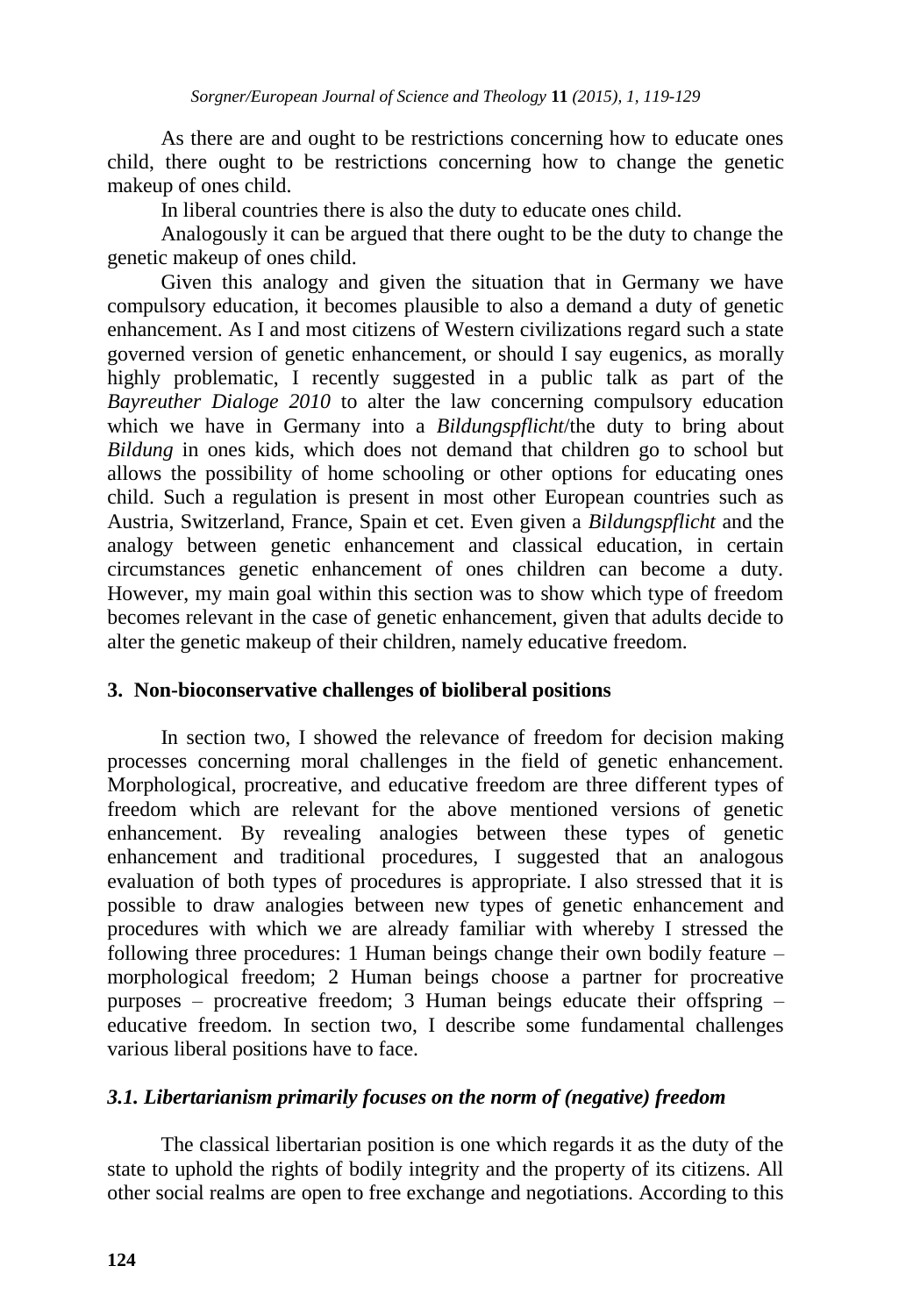As there are and ought to be restrictions concerning how to educate ones child, there ought to be restrictions concerning how to change the genetic makeup of ones child.

In liberal countries there is also the duty to educate ones child.

Analogously it can be argued that there ought to be the duty to change the genetic makeup of ones child.

Given this analogy and given the situation that in Germany we have compulsory education, it becomes plausible to also a demand a duty of genetic enhancement. As I and most citizens of Western civilizations regard such a state governed version of genetic enhancement, or should I say eugenics, as morally highly problematic, I recently suggested in a public talk as part of the *Bayreuther Dialoge 2010* to alter the law concerning compulsory education which we have in Germany into a *Bildungspflicht*/the duty to bring about *Bildung* in ones kids, which does not demand that children go to school but allows the possibility of home schooling or other options for educating ones child. Such a regulation is present in most other European countries such as Austria, Switzerland, France, Spain et cet. Even given a *Bildungspflicht* and the analogy between genetic enhancement and classical education, in certain circumstances genetic enhancement of ones children can become a duty. However, my main goal within this section was to show which type of freedom becomes relevant in the case of genetic enhancement, given that adults decide to alter the genetic makeup of their children, namely educative freedom.

## 3. Non-bioconservative challenges of bioliberal positions

In section two, I showed the relevance of freedom for decision making processes concerning moral challenges in the field of genetic enhancement. Morphological, procreative, and educative freedom are three different types of freedom which are relevant for the above mentioned versions of genetic enhancement. By revealing analogies between these types of genetic enhancement and traditional procedures, I suggested that an analogous evaluation of both types of procedures is appropriate. I also stressed that it is possible to draw analogies between new types of genetic enhancement and procedures with which we are already familiar with whereby I stressed the following three procedures: 1 Human beings change their own bodily feature – morphological freedom; 2 Human beings choose a partner for procreative purposes – procreative freedom; 3 Human beings educate their offspring – educative freedom. In section two, I describe some fundamental challenges various liberal positions have to face.

### *3.1. Libertarianism primarily focuses on the norm of (negative) freedom*

The classical libertarian position is one which regards it as the duty of the state to uphold the rights of bodily integrity and the property of its citizens. All other social realms are open to free exchange and negotiations. According to this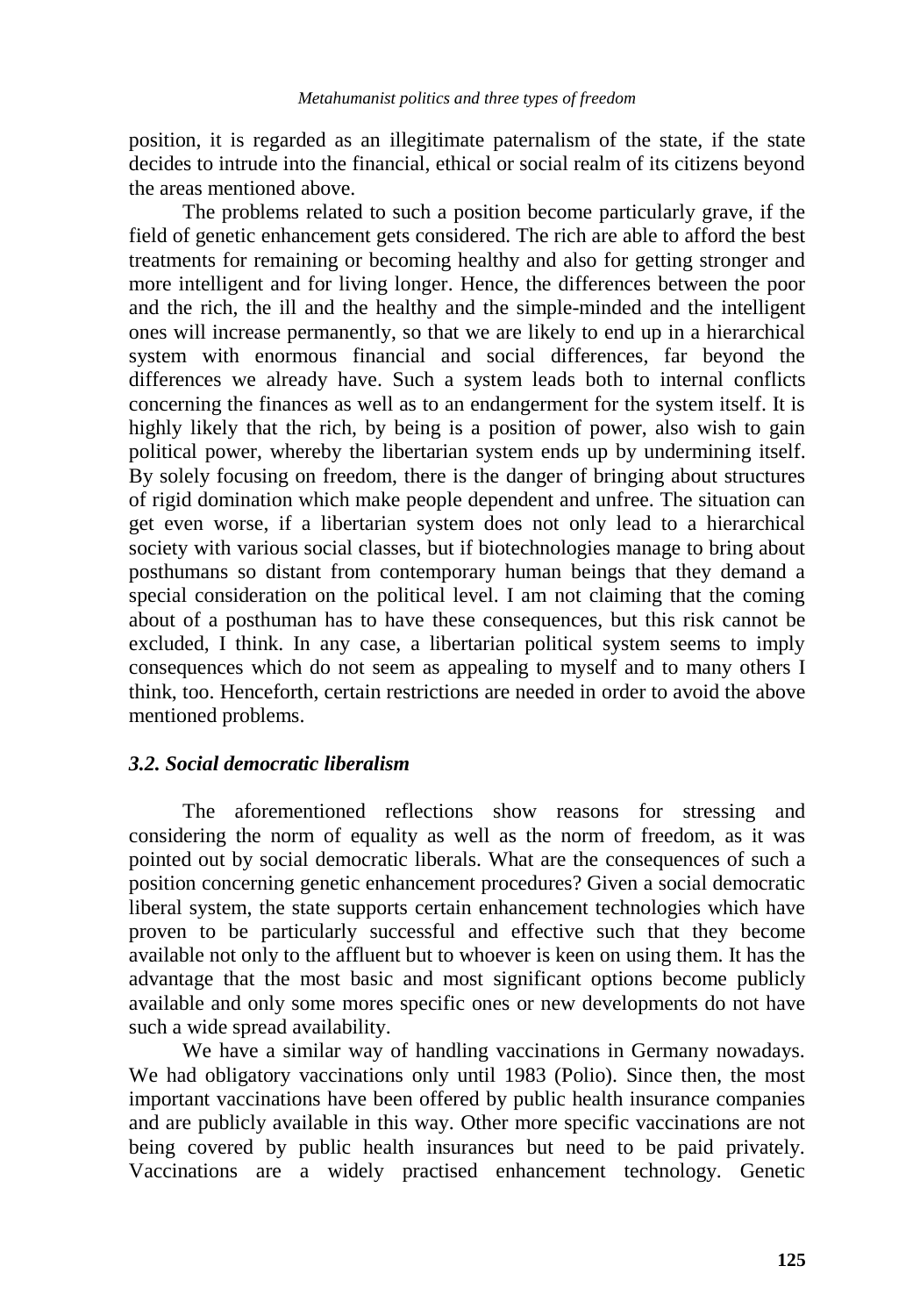position, it is regarded as an illegitimate paternalism of the state, if the state decides to intrude into the financial, ethical or social realm of its citizens beyond the areas mentioned above.

The problems related to such a position become particularly grave, if the field of genetic enhancement gets considered. The rich are able to afford the best treatments for remaining or becoming healthy and also for getting stronger and more intelligent and for living longer. Hence, the differences between the poor and the rich, the ill and the healthy and the simple-minded and the intelligent ones will increase permanently, so that we are likely to end up in a hierarchical system with enormous financial and social differences, far beyond the differences we already have. Such a system leads both to internal conflicts concerning the finances as well as to an endangerment for the system itself. It is highly likely that the rich, by being is a position of power, also wish to gain political power, whereby the libertarian system ends up by undermining itself. By solely focusing on freedom, there is the danger of bringing about structures of rigid domination which make people dependent and unfree. The situation can get even worse, if a libertarian system does not only lead to a hierarchical society with various social classes, but if biotechnologies manage to bring about posthumans so distant from contemporary human beings that they demand a special consideration on the political level. I am not claiming that the coming about of a posthuman has to have these consequences, but this risk cannot be excluded, I think. In any case, a libertarian political system seems to imply consequences which do not seem as appealing to myself and to many others I think, too. Henceforth, certain restrictions are needed in order to avoid the above mentioned problems.

### *3.2. Social democratic liberalism*

The aforementioned reflections show reasons for stressing and considering the norm of equality as well as the norm of freedom, as it was pointed out by social democratic liberals. What are the consequences of such a position concerning genetic enhancement procedures? Given a social democratic liberal system, the state supports certain enhancement technologies which have proven to be particularly successful and effective such that they become available not only to the affluent but to whoever is keen on using them. It has the advantage that the most basic and most significant options become publicly available and only some mores specific ones or new developments do not have such a wide spread availability.

We have a similar way of handling vaccinations in Germany nowadays. We had obligatory vaccinations only until 1983 (Polio). Since then, the most important vaccinations have been offered by public health insurance companies and are publicly available in this way. Other more specific vaccinations are not being covered by public health insurances but need to be paid privately. Vaccinations are a widely practised enhancement technology. Genetic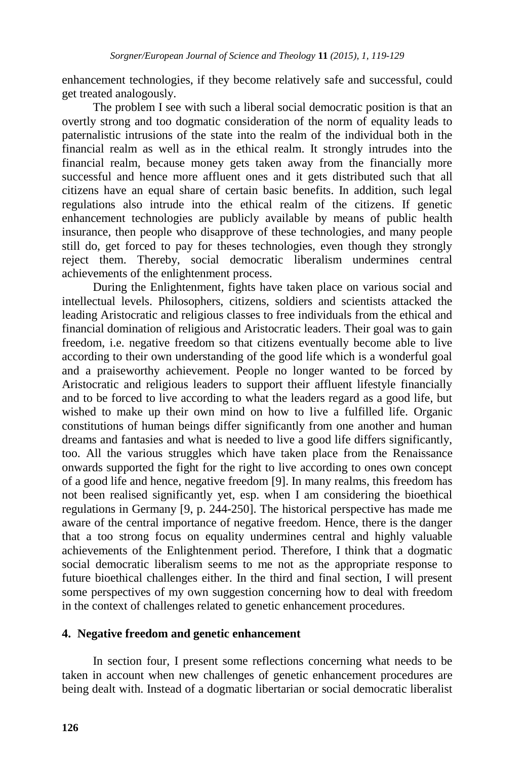enhancement technologies, if they become relatively safe and successful, could get treated analogously.

The problem I see with such a liberal social democratic position is that an overtly strong and too dogmatic consideration of the norm of equality leads to paternalistic intrusions of the state into the realm of the individual both in the financial realm as well as in the ethical realm. It strongly intrudes into the financial realm, because money gets taken away from the financially more successful and hence more affluent ones and it gets distributed such that all citizens have an equal share of certain basic benefits. In addition, such legal regulations also intrude into the ethical realm of the citizens. If genetic enhancement technologies are publicly available by means of public health insurance, then people who disapprove of these technologies, and many people still do, get forced to pay for theses technologies, even though they strongly reject them. Thereby, social democratic liberalism undermines central achievements of the enlightenment process.

During the Enlightenment, fights have taken place on various social and intellectual levels. Philosophers, citizens, soldiers and scientists attacked the leading Aristocratic and religious classes to free individuals from the ethical and financial domination of religious and Aristocratic leaders. Their goal was to gain freedom, i.e. negative freedom so that citizens eventually become able to live according to their own understanding of the good life which is a wonderful goal and a praiseworthy achievement. People no longer wanted to be forced by Aristocratic and religious leaders to support their affluent lifestyle financially and to be forced to live according to what the leaders regard as a good life, but wished to make up their own mind on how to live a fulfilled life. Organic constitutions of human beings differ significantly from one another and human dreams and fantasies and what is needed to live a good life differs significantly, too. All the various struggles which have taken place from the Renaissance onwards supported the fight for the right to live according to ones own concept of a good life and hence, negative freedom [9]. In many realms, this freedom has not been realised significantly yet, esp. when I am considering the bioethical regulations in Germany [9, p. 244-250]. The historical perspective has made me aware of the central importance of negative freedom. Hence, there is the danger that a too strong focus on equality undermines central and highly valuable achievements of the Enlightenment period. Therefore, I think that a dogmatic social democratic liberalism seems to me not as the appropriate response to future bioethical challenges either. In the third and final section, I will present some perspectives of my own suggestion concerning how to deal with freedom in the context of challenges related to genetic enhancement procedures.

## 4. Negative freedom and genetic enhancement

In section four, I present some reflections concerning what needs to be taken in account when new challenges of genetic enhancement procedures are being dealt with. Instead of a dogmatic libertarian or social democratic liberalist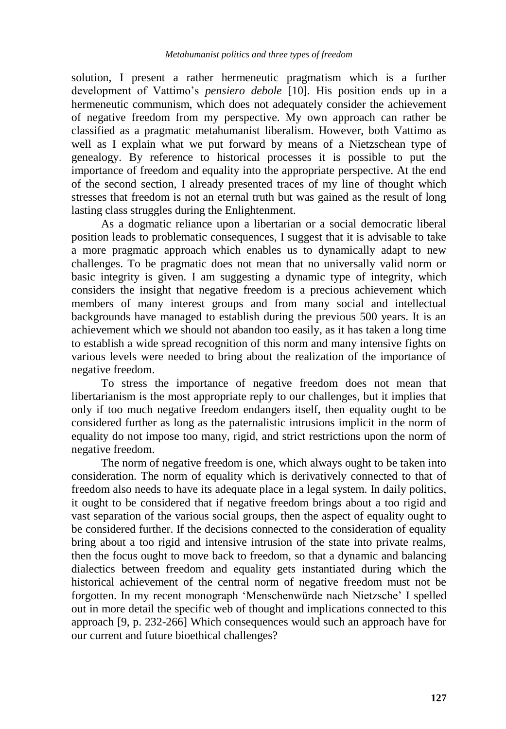solution, I present a rather hermeneutic pragmatism which is a further development of Vattimo's *pensiero debole* [10]. His position ends up in a hermeneutic communism, which does not adequately consider the achievement of negative freedom from my perspective. My own approach can rather be classified as a pragmatic metahumanist liberalism. However, both Vattimo as well as I explain what we put forward by means of a Nietzschean type of genealogy. By reference to historical processes it is possible to put the importance of freedom and equality into the appropriate perspective. At the end of the second section, I already presented traces of my line of thought which stresses that freedom is not an eternal truth but was gained as the result of long lasting class struggles during the Enlightenment.

As a dogmatic reliance upon a libertarian or a social democratic liberal position leads to problematic consequences, I suggest that it is advisable to take a more pragmatic approach which enables us to dynamically adapt to new challenges. To be pragmatic does not mean that no universally valid norm or basic integrity is given. I am suggesting a dynamic type of integrity, which considers the insight that negative freedom is a precious achievement which members of many interest groups and from many social and intellectual backgrounds have managed to establish during the previous 500 years. It is an achievement which we should not abandon too easily, as it has taken a long time to establish a wide spread recognition of this norm and many intensive fights on various levels were needed to bring about the realization of the importance of negative freedom.

To stress the importance of negative freedom does not mean that libertarianism is the most appropriate reply to our challenges, but it implies that only if too much negative freedom endangers itself, then equality ought to be considered further as long as the paternalistic intrusions implicit in the norm of equality do not impose too many, rigid, and strict restrictions upon the norm of negative freedom.

The norm of negative freedom is one, which always ought to be taken into consideration. The norm of equality which is derivatively connected to that of freedom also needs to have its adequate place in a legal system. In daily politics, it ought to be considered that if negative freedom brings about a too rigid and vast separation of the various social groups, then the aspect of equality ought to be considered further. If the decisions connected to the consideration of equality bring about a too rigid and intensive intrusion of the state into private realms, then the focus ought to move back to freedom, so that a dynamic and balancing dialectics between freedom and equality gets instantiated during which the historical achievement of the central norm of negative freedom must not be forgotten. In my recent monograph 'Menschenwürde nach Nietzsche' I spelled out in more detail the specific web of thought and implications connected to this approach [9, p. 232-266] Which consequences would such an approach have for our current and future bioethical challenges?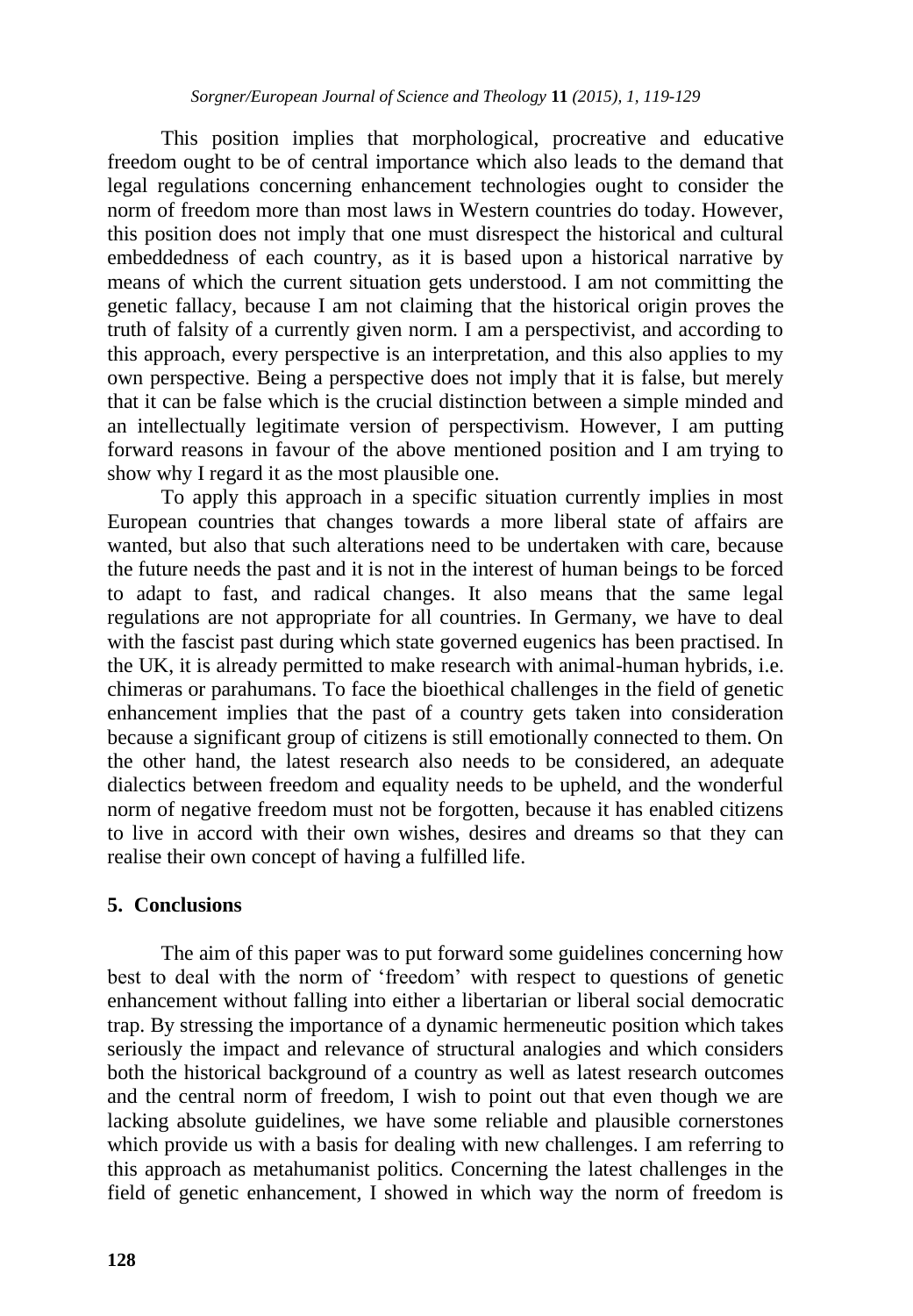This position implies that morphological, procreative and educative freedom ought to be of central importance which also leads to the demand that legal regulations concerning enhancement technologies ought to consider the norm of freedom more than most laws in Western countries do today. However, this position does not imply that one must disrespect the historical and cultural embeddedness of each country, as it is based upon a historical narrative by means of which the current situation gets understood. I am not committing the genetic fallacy, because I am not claiming that the historical origin proves the truth of falsity of a currently given norm. I am a perspectivist, and according to this approach, every perspective is an interpretation, and this also applies to my own perspective. Being a perspective does not imply that it is false, but merely that it can be false which is the crucial distinction between a simple minded and an intellectually legitimate version of perspectivism. However, I am putting forward reasons in favour of the above mentioned position and I am trying to show why I regard it as the most plausible one.

To apply this approach in a specific situation currently implies in most European countries that changes towards a more liberal state of affairs are wanted, but also that such alterations need to be undertaken with care, because the future needs the past and it is not in the interest of human beings to be forced to adapt to fast, and radical changes. It also means that the same legal regulations are not appropriate for all countries. In Germany, we have to deal with the fascist past during which state governed eugenics has been practised. In the UK, it is already permitted to make research with animal-human hybrids, i.e. chimeras or parahumans. To face the bioethical challenges in the field of genetic enhancement implies that the past of a country gets taken into consideration because a significant group of citizens is still emotionally connected to them. On the other hand, the latest research also needs to be considered, an adequate dialectics between freedom and equality needs to be upheld, and the wonderful norm of negative freedom must not be forgotten, because it has enabled citizens to live in accord with their own wishes, desires and dreams so that they can realise their own concept of having a fulfilled life.

## 5. Conclusions

The aim of this paper was to put forward some guidelines concerning how best to deal with the norm of 'freedom' with respect to questions of genetic enhancement without falling into either a libertarian or liberal social democratic trap. By stressing the importance of a dynamic hermeneutic position which takes seriously the impact and relevance of structural analogies and which considers both the historical background of a country as well as latest research outcomes and the central norm of freedom, I wish to point out that even though we are lacking absolute guidelines, we have some reliable and plausible cornerstones which provide us with a basis for dealing with new challenges. I am referring to this approach as metahumanist politics. Concerning the latest challenges in the field of genetic enhancement, I showed in which way the norm of freedom is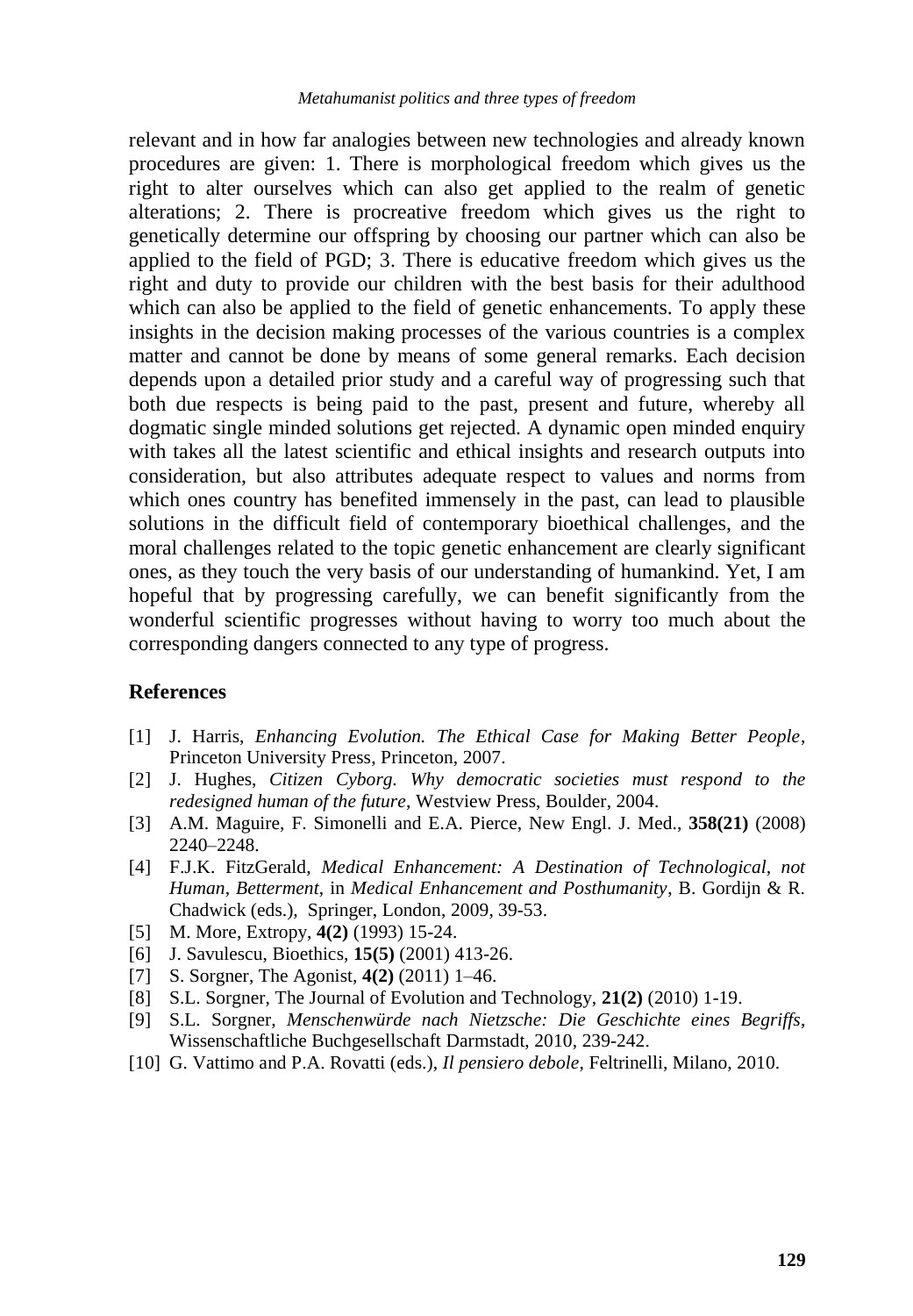relevant and in how far analogies between new technologies and already known procedures are given: 1. There is morphological freedom which gives us the right to alter ourselves which can also get applied to the realm of genetic alterations; 2. There is procreative freedom which gives us the right to genetically determine our offspring by choosing our partner which can also be applied to the field of PGD; 3. There is educative freedom which gives us the right and duty to provide our children with the best basis for their adulthood which can also be applied to the field of genetic enhancements. To apply these insights in the decision making processes of the various countries is a complex matter and cannot be done by means of some general remarks. Each decision depends upon a detailed prior study and a careful way of progressing such that both due respects is being paid to the past, present and future, whereby all dogmatic single minded solutions get rejected. A dynamic open minded enquiry with takes all the latest scientific and ethical insights and research outputs into consideration, but also attributes adequate respect to values and norms from which ones country has benefited immensely in the past, can lead to plausible solutions in the difficult field of contemporary bioethical challenges, and the moral challenges related to the topic genetic enhancement are clearly significant ones, as they touch the very basis of our understanding of humankind. Yet, I am hopeful that by progressing carefully, we can benefit significantly from the wonderful scientific progresses without having to worry too much about the corresponding dangers connected to any type of progress.

## References

[1] J. Harris, *Enhancing Evolution. The Ethical Case for Making Better People*, Princeton University Press, Princeton, 2007.

[2] J. Hughes, *Citizen Cyborg. Why democratic societies must respond to the redesigned human of the future*, Westview Press, Boulder, 2004.

[3] A.M. Maguire, F. Simonelli and E.A. Pierce, New Engl. J. Med., **358(21)** (2008) 2240–2248.

[4] F.J.K. FitzGerald, *Medical Enhancement: A Destination of Technological, not Human, Betterment*, in *Medical Enhancement and Posthumanity*, B. Gordijn & R. Chadwick (eds.), Springer, London, 2009, 39-53.

[5] M. More, Extropy, **4(2)** (1993) 15-24.

[6] J. Savulescu, Bioethics, **15(5)** (2001) 413-26.

[7] S. Sorgner, The Agonist, **4(2)** (2011) 1–46.

[8] S.L. Sorgner, The Journal of Evolution and Technology, **21(2)** (2010) 1-19.

[9] S.L. Sorgner, *Menschenwürde nach Nietzsche: Die Geschichte eines Begriffs*, Wissenschaftliche Buchgesellschaft Darmstadt, 2010, 239-242.

[10] G. Vattimo and P.A. Rovatti (eds.), *Il pensiero debole*, Feltrinelli, Milano, 2010.